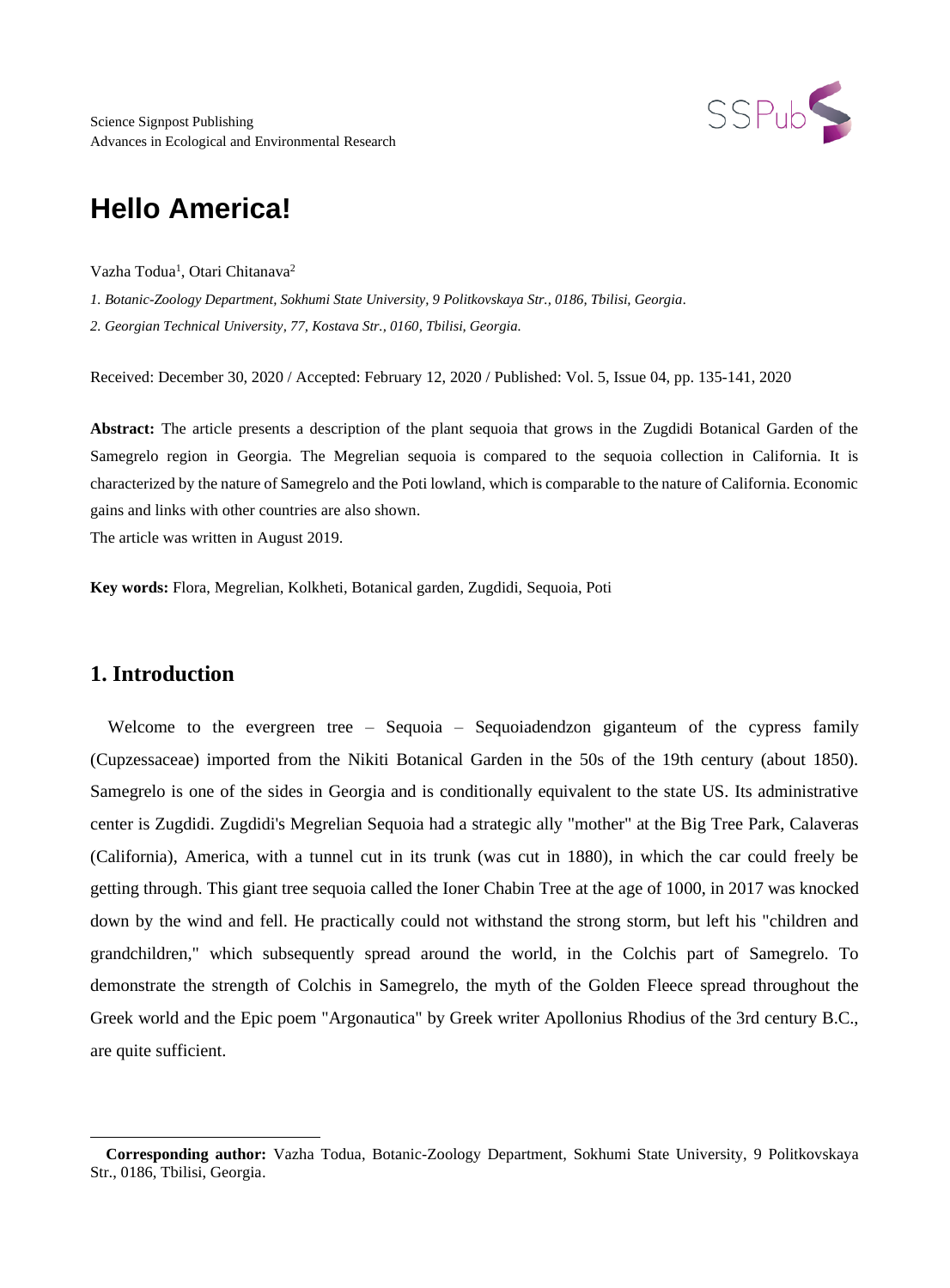Science Signpost Publishing
Advances in Ecological and Environmental Research

# Hello America!

Vazha Todua[1], Otari Chitanava[2]

*1. Botanic-Zoology Department, Sokhumi State University, 9 Politkovskaya Str., 0186, Tbilisi, Georgia.*

*2. Georgian Technical University, 77, Kostava Str., 0160, Tbilisi, Georgia.*

Received: December 30, 2020 / Accepted: February 12, 2020 / Published: Vol. 5, Issue 04, pp. 135-141, 2020

**Abstract:** The article presents a description of the plant sequoia that grows in the Zugdidi Botanical Garden of the Samegrelo region in Georgia. The Megrelian sequoia is compared to the sequoia collection in California. It is characterized by the nature of Samegrelo and the Poti lowland, which is comparable to the nature of California. Economic gains and links with other countries are also shown.
The article was written in August 2019.

**Key words:** Flora, Megrelian, Kolkheti, Botanical garden, Zugdidi, Sequoia, Poti

## 1. Introduction

Welcome to the evergreen tree – Sequoia – Sequoiadendzon giganteum of the cypress family (Cupzessaceae) imported from the Nikiti Botanical Garden in the 50s of the 19th century (about 1850). Samegrelo is one of the sides in Georgia and is conditionally equivalent to the state US. Its administrative center is Zugdidi. Zugdidi's Megrelian Sequoia had a strategic ally "mother" at the Big Tree Park, Calaveras (California), America, with a tunnel cut in its trunk (was cut in 1880), in which the car could freely be getting through. This giant tree sequoia called the Ioner Chabin Tree at the age of 1000, in 2017 was knocked down by the wind and fell. He practically could not withstand the strong storm, but left his "children and grandchildren," which subsequently spread around the world, in the Colchis part of Samegrelo. To demonstrate the strength of Colchis in Samegrelo, the myth of the Golden Fleece spread throughout the Greek world and the Epic poem "Argonautica" by Greek writer Apollonius Rhodius of the 3rd century B.C., are quite sufficient.

**Corresponding author:** Vazha Todua, Botanic-Zoology Department, Sokhumi State University, 9 Politkovskaya Str., 0186, Tbilisi, Georgia.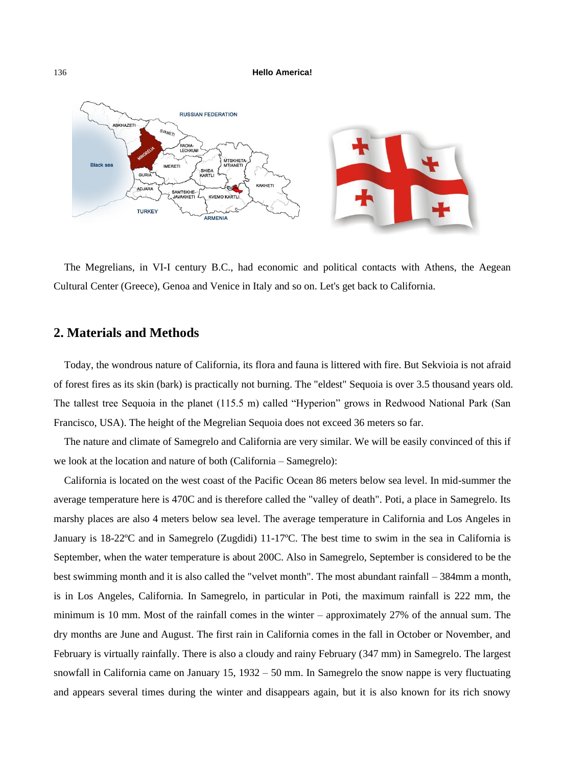The Megrelians, in VI-I century B.C., had economic and political contacts with Athens, the Aegean Cultural Center (Greece), Genoa and Venice in Italy and so on. Let's get back to California.

## 2. Materials and Methods

Today, the wondrous nature of California, its flora and fauna is littered with fire. But Sekvioia is not afraid of forest fires as its skin (bark) is practically not burning. The "eldest" Sequoia is over 3.5 thousand years old. The tallest tree Sequoia in the planet (115.5 m) called "Hyperion" grows in Redwood National Park (San Francisco, USA). The height of the Megrelian Sequoia does not exceed 36 meters so far.

The nature and climate of Samegrelo and California are very similar. We will be easily convinced of this if we look at the location and nature of both (California – Samegrelo):

California is located on the west coast of the Pacific Ocean 86 meters below sea level. In mid-summer the average temperature here is 470C and is therefore called the "valley of death". Poti, a place in Samegrelo. Its marshy places are also 4 meters below sea level. The average temperature in California and Los Angeles in January is 18-22ºC and in Samegrelo (Zugdidi) 11-17ºC. The best time to swim in the sea in California is September, when the water temperature is about 200C. Also in Samegrelo, September is considered to be the best swimming month and it is also called the "velvet month". The most abundant rainfall – 384mm a month, is in Los Angeles, California. In Samegrelo, in particular in Poti, the maximum rainfall is 222 mm, the minimum is 10 mm. Most of the rainfall comes in the winter – approximately 27% of the annual sum. The dry months are June and August. The first rain in California comes in the fall in October or November, and February is virtually rainfally. There is also a cloudy and rainy February (347 mm) in Samegrelo. The largest snowfall in California came on January 15, 1932 – 50 mm. In Samegrelo the snow nappe is very fluctuating and appears several times during the winter and disappears again, but it is also known for its rich snowy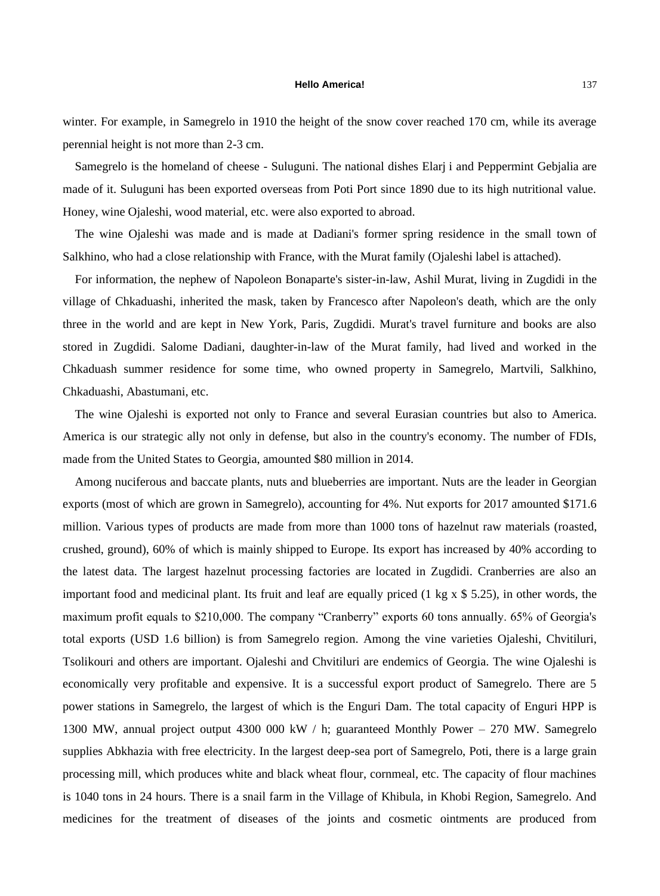winter. For example, in Samegrelo in 1910 the height of the snow cover reached 170 cm, while its average perennial height is not more than 2-3 cm.

Samegrelo is the homeland of cheese - Suluguni. The national dishes Elarj i and Peppermint Gebjalia are made of it. Suluguni has been exported overseas from Poti Port since 1890 due to its high nutritional value. Honey, wine Ojaleshi, wood material, etc. were also exported to abroad.

The wine Ojaleshi was made and is made at Dadiani's former spring residence in the small town of Salkhino, who had a close relationship with France, with the Murat family (Ojaleshi label is attached).

For information, the nephew of Napoleon Bonaparte's sister-in-law, Ashil Murat, living in Zugdidi in the village of Chkaduashi, inherited the mask, taken by Francesco after Napoleon's death, which are the only three in the world and are kept in New York, Paris, Zugdidi. Murat's travel furniture and books are also stored in Zugdidi. Salome Dadiani, daughter-in-law of the Murat family, had lived and worked in the Chkaduash summer residence for some time, who owned property in Samegrelo, Martvili, Salkhino, Chkaduashi, Abastumani, etc.

The wine Ojaleshi is exported not only to France and several Eurasian countries but also to America. America is our strategic ally not only in defense, but also in the country's economy. The number of FDIs, made from the United States to Georgia, amounted $80 million in 2014.

Among nuciferous and baccate plants, nuts and blueberries are important. Nuts are the leader in Georgian exports (most of which are grown in Samegrelo), accounting for 4%. Nut exports for 2017 amounted $171.6 million. Various types of products are made from more than 1000 tons of hazelnut raw materials (roasted, crushed, ground), 60% of which is mainly shipped to Europe. Its export has increased by 40% according to the latest data. The largest hazelnut processing factories are located in Zugdidi. Cranberries are also an important food and medicinal plant. Its fruit and leaf are equally priced (1 kg x $ 5.25), in other words, the maximum profit equals to $210,000. The company "Cranberry" exports 60 tons annually. 65% of Georgia's total exports (USD 1.6 billion) is from Samegrelo region. Among the vine varieties Ojaleshi, Chvitiluri, Tsolikouri and others are important. Ojaleshi and Chvitiluri are endemics of Georgia. The wine Ojaleshi is economically very profitable and expensive. It is a successful export product of Samegrelo. There are 5 power stations in Samegrelo, the largest of which is the Enguri Dam. The total capacity of Enguri HPP is 1300 MW, annual project output 4300 000 kW / h; guaranteed Monthly Power – 270 MW. Samegrelo supplies Abkhazia with free electricity. In the largest deep-sea port of Samegrelo, Poti, there is a large grain processing mill, which produces white and black wheat flour, cornmeal, etc. The capacity of flour machines is 1040 tons in 24 hours. There is a snail farm in the Village of Khibula, in Khobi Region, Samegrelo. And medicines for the treatment of diseases of the joints and cosmetic ointments are produced from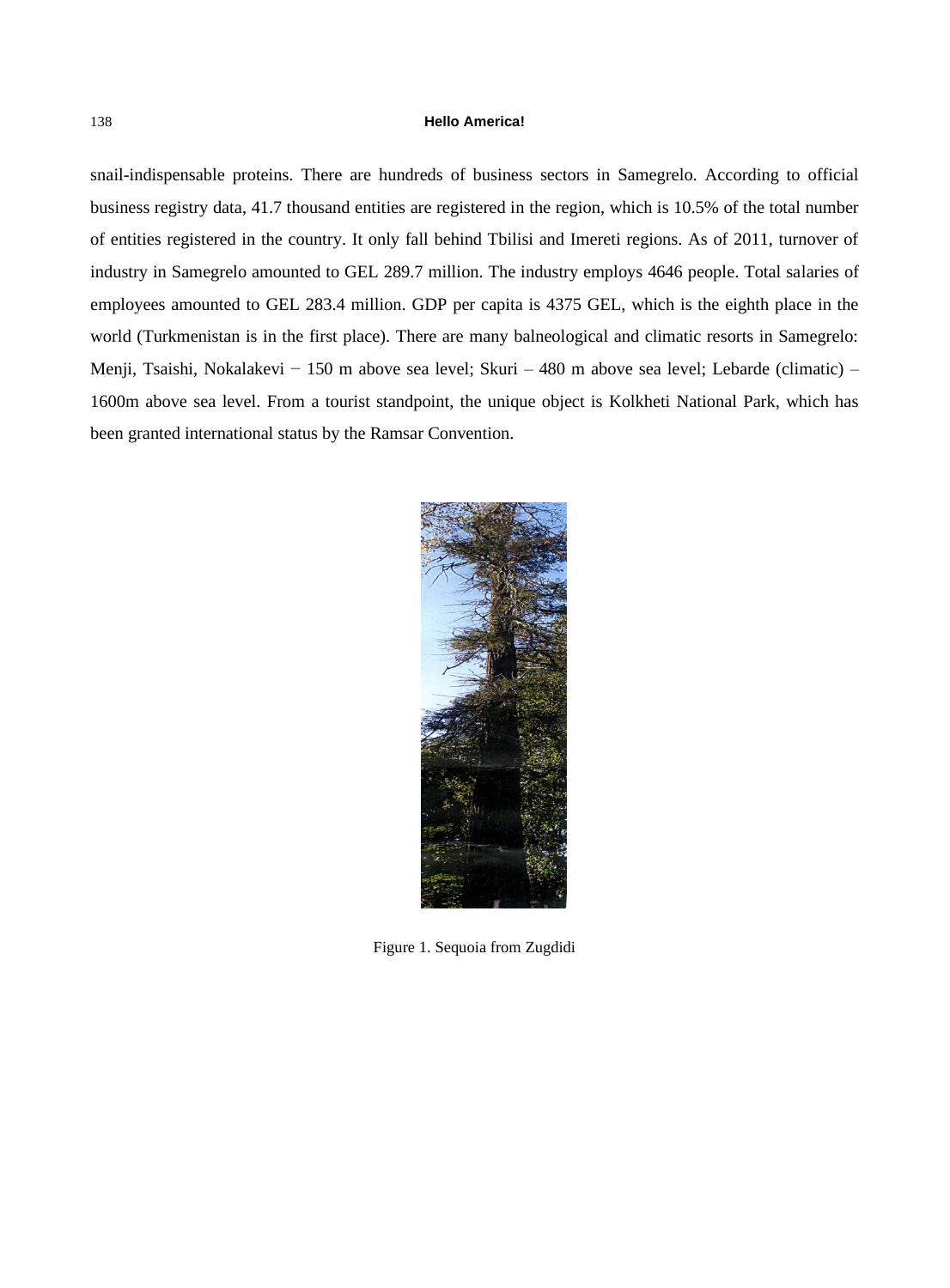snail-indispensable proteins. There are hundreds of business sectors in Samegrelo. According to official business registry data, 41.7 thousand entities are registered in the region, which is 10.5% of the total number of entities registered in the country. It only fall behind Tbilisi and Imereti regions. As of 2011, turnover of industry in Samegrelo amounted to GEL 289.7 million. The industry employs 4646 people. Total salaries of employees amounted to GEL 283.4 million. GDP per capita is 4375 GEL, which is the eighth place in the world (Turkmenistan is in the first place). There are many balneological and climatic resorts in Samegrelo: Menji, Tsaishi, Nokalakevi − 150 m above sea level; Skuri – 480 m above sea level; Lebarde (climatic) – 1600m above sea level. From a tourist standpoint, the unique object is Kolkheti National Park, which has been granted international status by the Ramsar Convention.

Figure 1. Sequoia from Zugdidi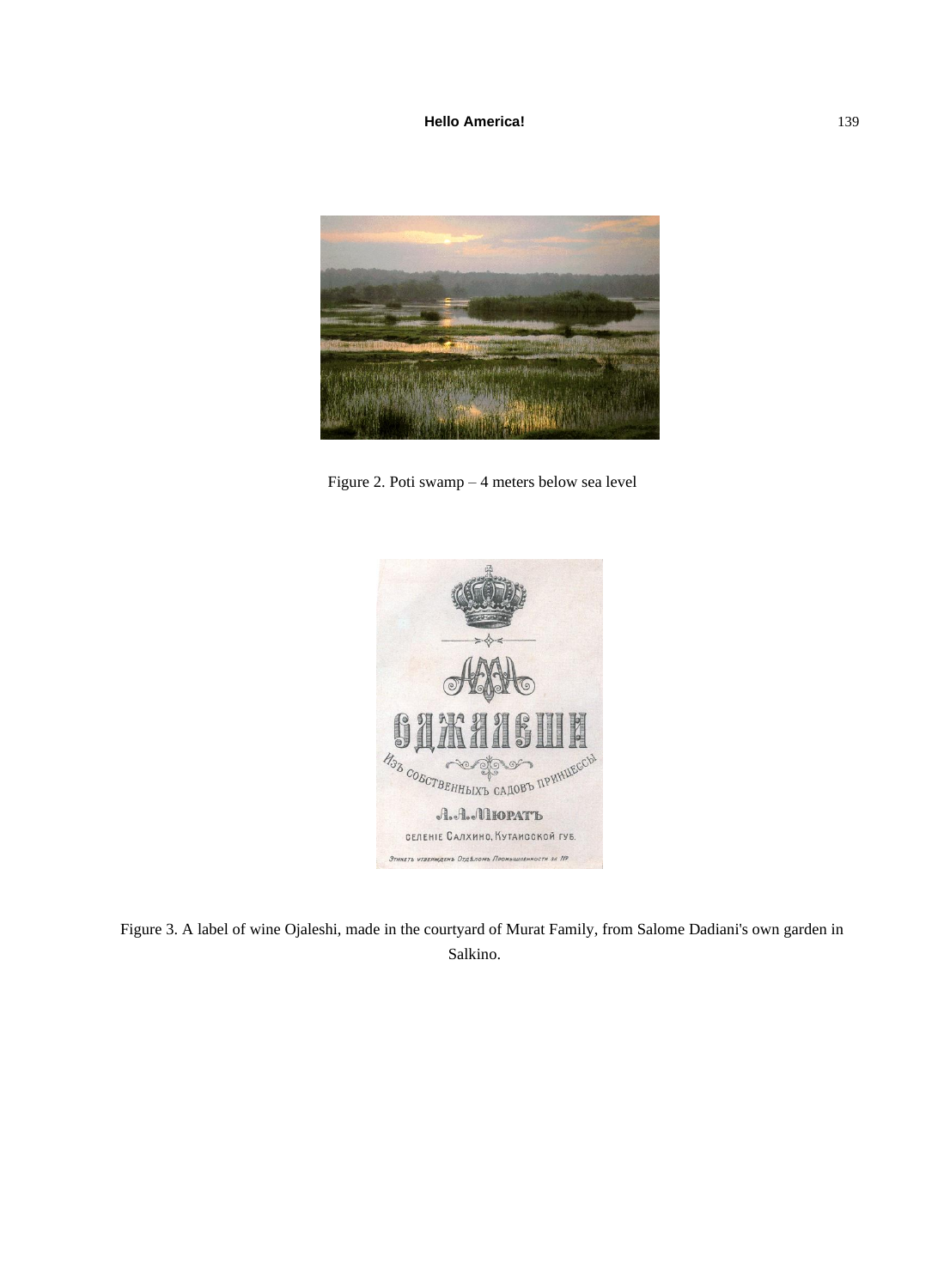Figure 2. Poti swamp – 4 meters below sea level

Figure 3. A label of wine Ojaleshi, made in the courtyard of Murat Family, from Salome Dadiani's own garden in Salkino.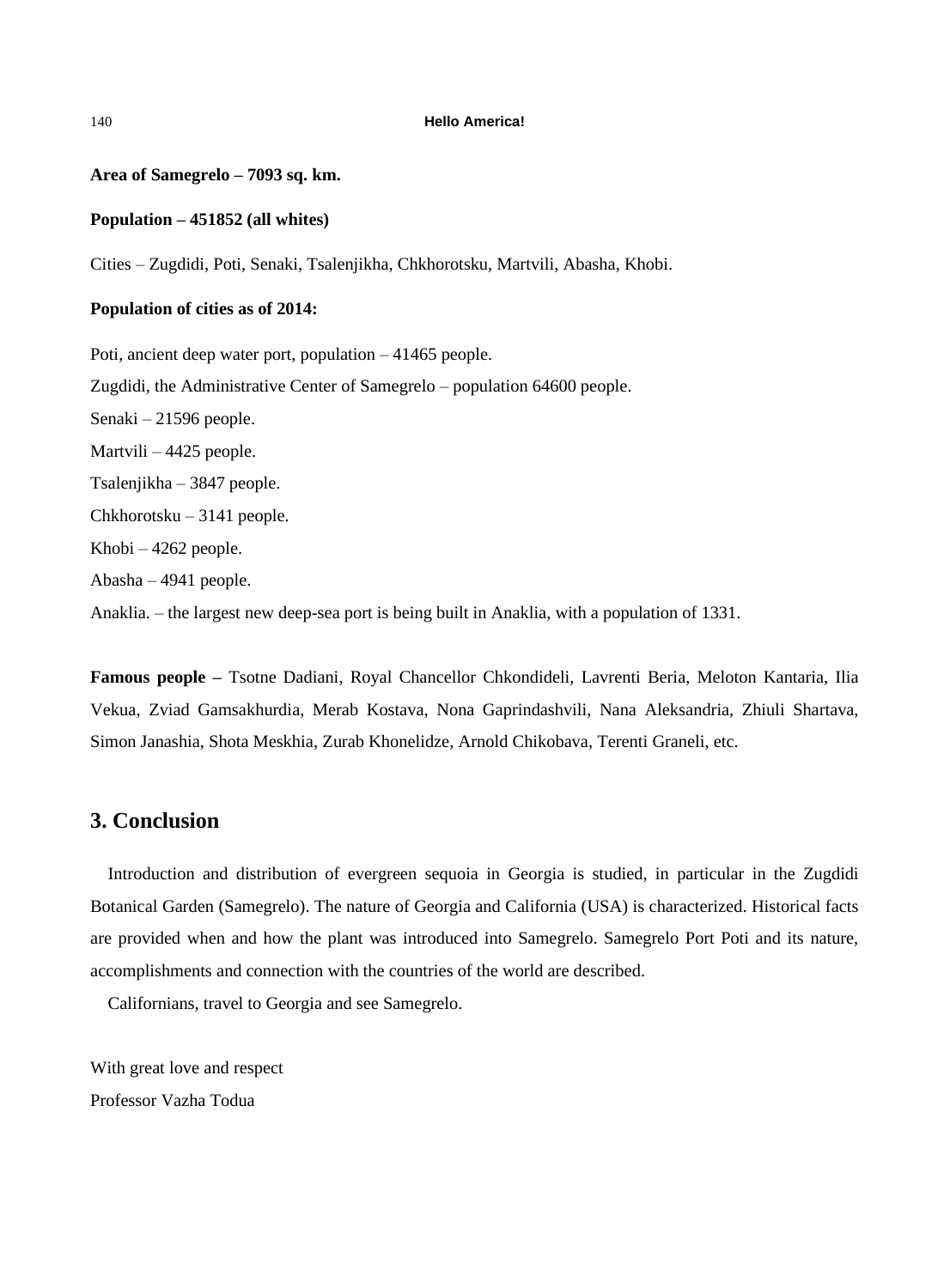**Area of Samegrelo – 7093 sq. km.**

**Population – 451852 (all whites)**

Cities – Zugdidi, Poti, Senaki, Tsalenjikha, Chkhorotsku, Martvili, Abasha, Khobi.

**Population of cities as of 2014:**

Poti, ancient deep water port, population – 41465 people.

Zugdidi, the Administrative Center of Samegrelo – population 64600 people.

Senaki – 21596 people.

Martvili – 4425 people.

Tsalenjikha – 3847 people.

Chkhorotsku – 3141 people.

Khobi – 4262 people.

Abasha – 4941 people.

Anaklia. – the largest new deep-sea port is being built in Anaklia, with a population of 1331.

**Famous people –** Tsotne Dadiani, Royal Chancellor Chkondideli, Lavrenti Beria, Meloton Kantaria, Ilia Vekua, Zviad Gamsakhurdia, Merab Kostava, Nona Gaprindashvili, Nana Aleksandria, Zhiuli Shartava, Simon Janashia, Shota Meskhia, Zurab Khonelidze, Arnold Chikobava, Terenti Graneli, etc.

## 3. Conclusion

Introduction and distribution of evergreen sequoia in Georgia is studied, in particular in the Zugdidi Botanical Garden (Samegrelo). The nature of Georgia and California (USA) is characterized. Historical facts are provided when and how the plant was introduced into Samegrelo. Samegrelo Port Poti and its nature, accomplishments and connection with the countries of the world are described.

Californians, travel to Georgia and see Samegrelo.

With great love and respect

Professor Vazha Todua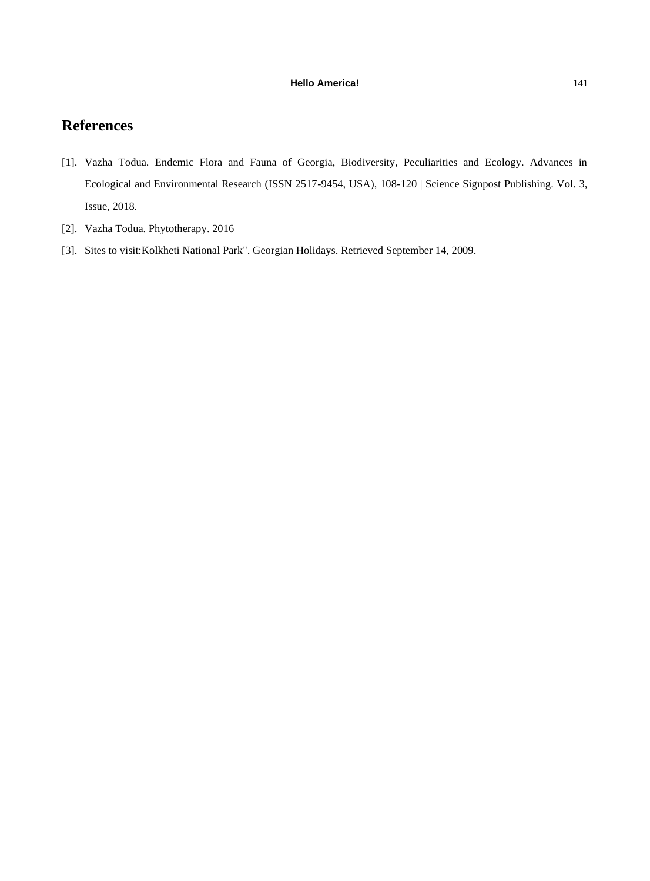## References

[1]. Vazha Todua. Endemic Flora and Fauna of Georgia, Biodiversity, Peculiarities and Ecology. Advances in Ecological and Environmental Research (ISSN 2517-9454, USA), 108-120 | Science Signpost Publishing. Vol. 3, Issue, 2018.

[2]. Vazha Todua. Phytotherapy. 2016

[3]. Sites to visit:Kolkheti National Park". Georgian Holidays. Retrieved September 14, 2009.